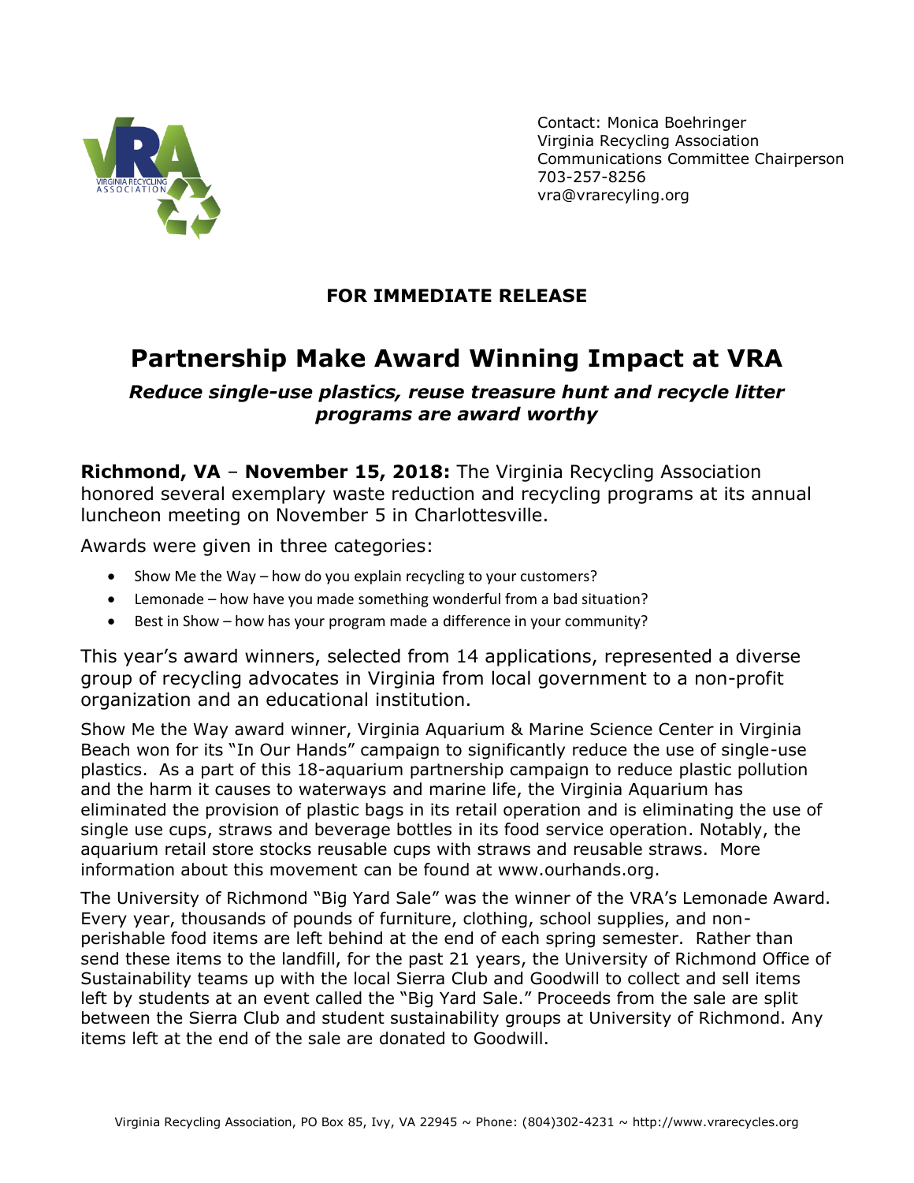Contact: Monica Boehringer
Virginia Recycling Association
Communications Committee Chairperson
703-257-8256
vra@vrarecyling.org

**FOR IMMEDIATE RELEASE**

# Partnership Make Award Winning Impact at VRA

***Reduce single-use plastics, reuse treasure hunt and recycle litter programs are award worthy***

**Richmond, VA** – **November 15, 2018:** The Virginia Recycling Association honored several exemplary waste reduction and recycling programs at its annual luncheon meeting on November 5 in Charlottesville.

Awards were given in three categories:

- Show Me the Way – how do you explain recycling to your customers?
- Lemonade – how have you made something wonderful from a bad situation?
- Best in Show – how has your program made a difference in your community?

This year's award winners, selected from 14 applications, represented a diverse group of recycling advocates in Virginia from local government to a non-profit organization and an educational institution.

Show Me the Way award winner, Virginia Aquarium & Marine Science Center in Virginia Beach won for its "In Our Hands" campaign to significantly reduce the use of single-use plastics. As a part of this 18-aquarium partnership campaign to reduce plastic pollution and the harm it causes to waterways and marine life, the Virginia Aquarium has eliminated the provision of plastic bags in its retail operation and is eliminating the use of single use cups, straws and beverage bottles in its food service operation. Notably, the aquarium retail store stocks reusable cups with straws and reusable straws. More information about this movement can be found at www.ourhands.org.

The University of Richmond "Big Yard Sale" was the winner of the VRA's Lemonade Award. Every year, thousands of pounds of furniture, clothing, school supplies, and non-perishable food items are left behind at the end of each spring semester. Rather than send these items to the landfill, for the past 21 years, the University of Richmond Office of Sustainability teams up with the local Sierra Club and Goodwill to collect and sell items left by students at an event called the "Big Yard Sale." Proceeds from the sale are split between the Sierra Club and student sustainability groups at University of Richmond. Any items left at the end of the sale are donated to Goodwill.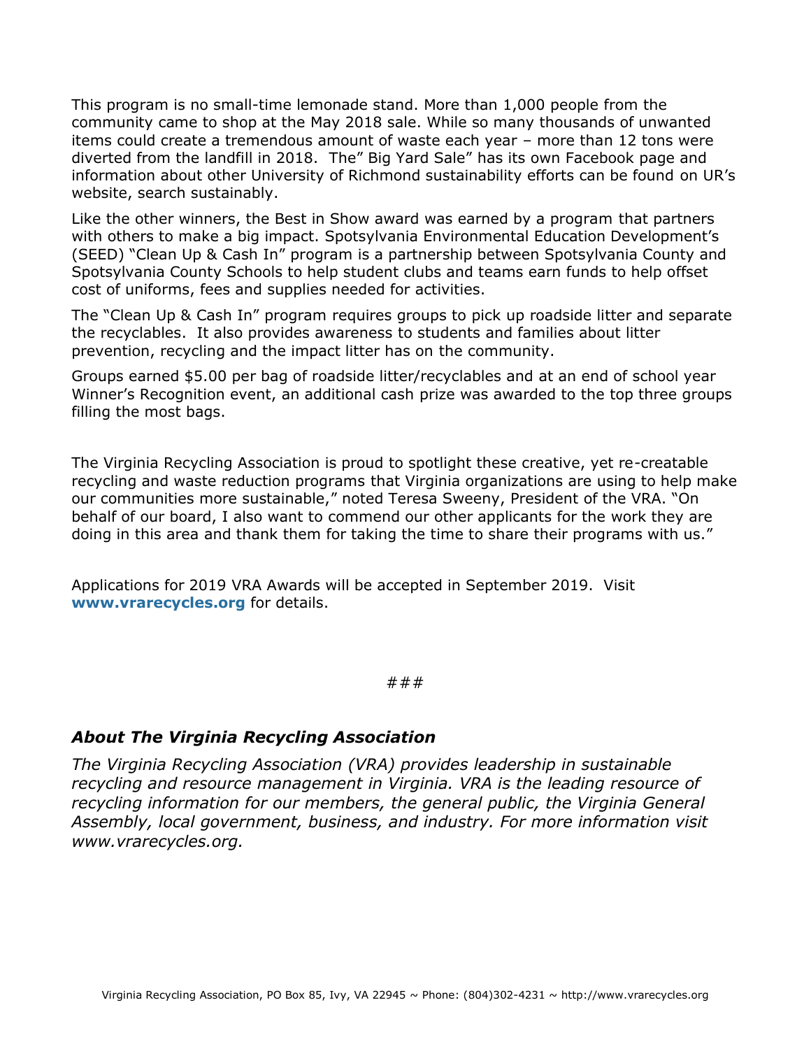This program is no small-time lemonade stand. More than 1,000 people from the community came to shop at the May 2018 sale. While so many thousands of unwanted items could create a tremendous amount of waste each year – more than 12 tons were diverted from the landfill in 2018. The" Big Yard Sale" has its own Facebook page and information about other University of Richmond sustainability efforts can be found on UR's website, search sustainably.

Like the other winners, the Best in Show award was earned by a program that partners with others to make a big impact. Spotsylvania Environmental Education Development's (SEED) "Clean Up & Cash In" program is a partnership between Spotsylvania County and Spotsylvania County Schools to help student clubs and teams earn funds to help offset cost of uniforms, fees and supplies needed for activities.

The "Clean Up & Cash In" program requires groups to pick up roadside litter and separate the recyclables. It also provides awareness to students and families about litter prevention, recycling and the impact litter has on the community.

Groups earned $5.00 per bag of roadside litter/recyclables and at an end of school year Winner's Recognition event, an additional cash prize was awarded to the top three groups filling the most bags.

The Virginia Recycling Association is proud to spotlight these creative, yet re-creatable recycling and waste reduction programs that Virginia organizations are using to help make our communities more sustainable," noted Teresa Sweeny, President of the VRA. "On behalf of our board, I also want to commend our other applicants for the work they are doing in this area and thank them for taking the time to share their programs with us."

Applications for 2019 VRA Awards will be accepted in September 2019. Visit **www.vrarecycles.org** for details.

###

### *About The Virginia Recycling Association*

*The Virginia Recycling Association (VRA) provides leadership in sustainable recycling and resource management in Virginia. VRA is the leading resource of recycling information for our members, the general public, the Virginia General Assembly, local government, business, and industry. For more information visit www.vrarecycles.org.*

Virginia Recycling Association, PO Box 85, Ivy, VA 22945 ~ Phone: (804)302-4231 ~ http://www.vrarecycles.org